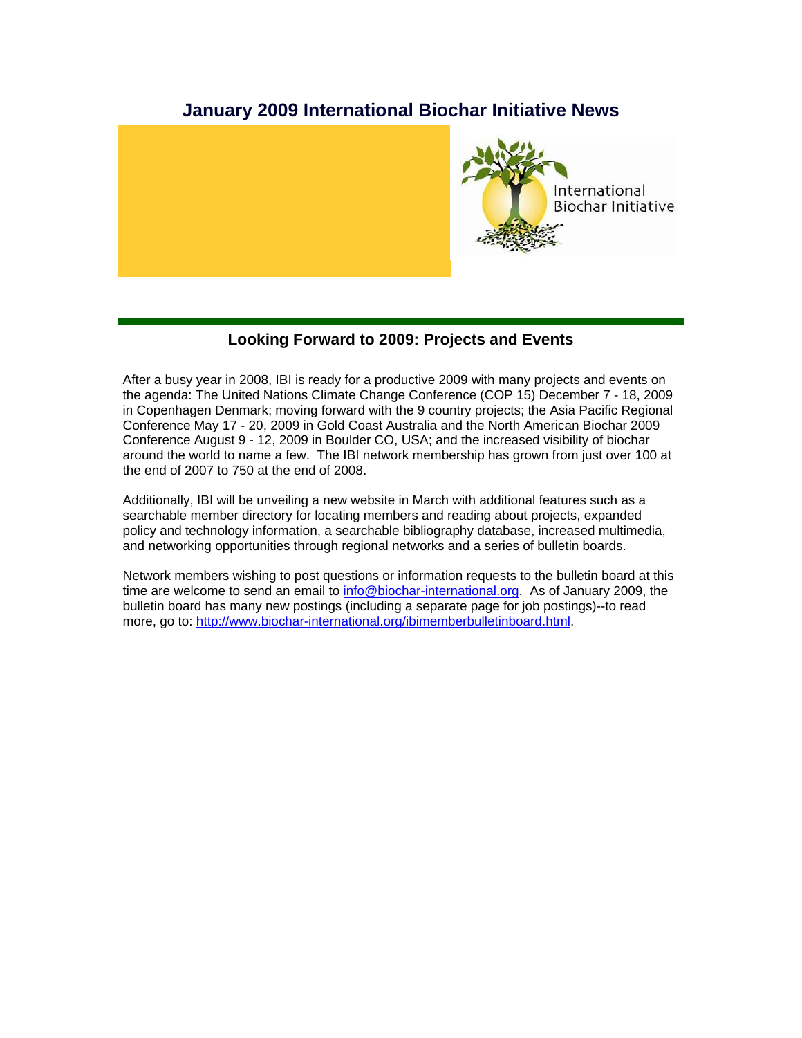# January 2009 International Biochar Initiative News

## Looking Forward to 2009: Projects and Events

After a busy year in 2008, IBI is ready for a productive 2009 with many projects and events on the agenda: The United Nations Climate Change Conference (COP 15) December 7 - 18, 2009 in Copenhagen Denmark; moving forward with the 9 country projects; the Asia Pacific Regional Conference May 17 - 20, 2009 in Gold Coast Australia and the North American Biochar 2009 Conference August 9 - 12, 2009 in Boulder CO, USA; and the increased visibility of biochar around the world to name a few. The IBI network membership has grown from just over 100 at the end of 2007 to 750 at the end of 2008.

Additionally, IBI will be unveiling a new website in March with additional features such as a searchable member directory for locating members and reading about projects, expanded policy and technology information, a searchable bibliography database, increased multimedia, and networking opportunities through regional networks and a series of bulletin boards.

Network members wishing to post questions or information requests to the bulletin board at this time are welcome to send an email to info@biochar-international.org. As of January 2009, the bulletin board has many new postings (including a separate page for job postings)--to read more, go to: http://www.biochar-international.org/ibimemberbulletinboard.html.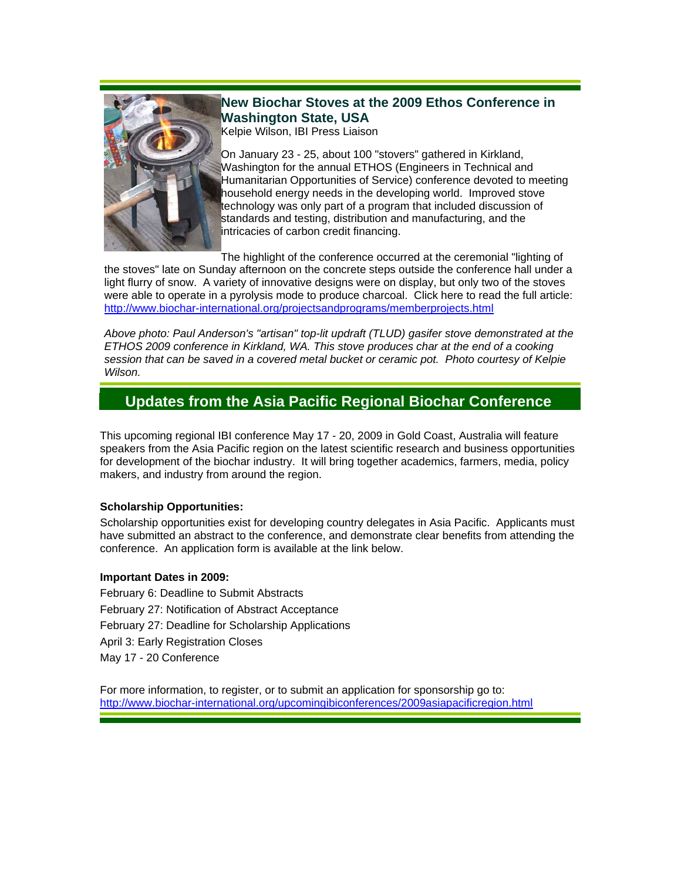## New Biochar Stoves at the 2009 Ethos Conference in Washington State, USA

Kelpie Wilson, IBI Press Liaison

On January 23 - 25, about 100 "stovers" gathered in Kirkland, Washington for the annual ETHOS (Engineers in Technical and Humanitarian Opportunities of Service) conference devoted to meeting household energy needs in the developing world. Improved stove technology was only part of a program that included discussion of standards and testing, distribution and manufacturing, and the intricacies of carbon credit financing.

The highlight of the conference occurred at the ceremonial "lighting of the stoves" late on Sunday afternoon on the concrete steps outside the conference hall under a light flurry of snow. A variety of innovative designs were on display, but only two of the stoves were able to operate in a pyrolysis mode to produce charcoal. Click here to read the full article: http://www.biochar-international.org/projectsandprograms/memberprojects.html

*Above photo: Paul Anderson's "artisan" top-lit updraft (TLUD) gasifer stove demonstrated at the ETHOS 2009 conference in Kirkland, WA. This stove produces char at the end of a cooking session that can be saved in a covered metal bucket or ceramic pot. Photo courtesy of Kelpie Wilson.*

## Updates from the Asia Pacific Regional Biochar Conference

This upcoming regional IBI conference May 17 - 20, 2009 in Gold Coast, Australia will feature speakers from the Asia Pacific region on the latest scientific research and business opportunities for development of the biochar industry. It will bring together academics, farmers, media, policy makers, and industry from around the region.

**Scholarship Opportunities:**

Scholarship opportunities exist for developing country delegates in Asia Pacific. Applicants must have submitted an abstract to the conference, and demonstrate clear benefits from attending the conference. An application form is available at the link below.

**Important Dates in 2009:**

February 6: Deadline to Submit Abstracts

February 27: Notification of Abstract Acceptance

February 27: Deadline for Scholarship Applications

April 3: Early Registration Closes

May 17 - 20 Conference

For more information, to register, or to submit an application for sponsorship go to: http://www.biochar-international.org/upcomingibiconferences/2009asiapacificregion.html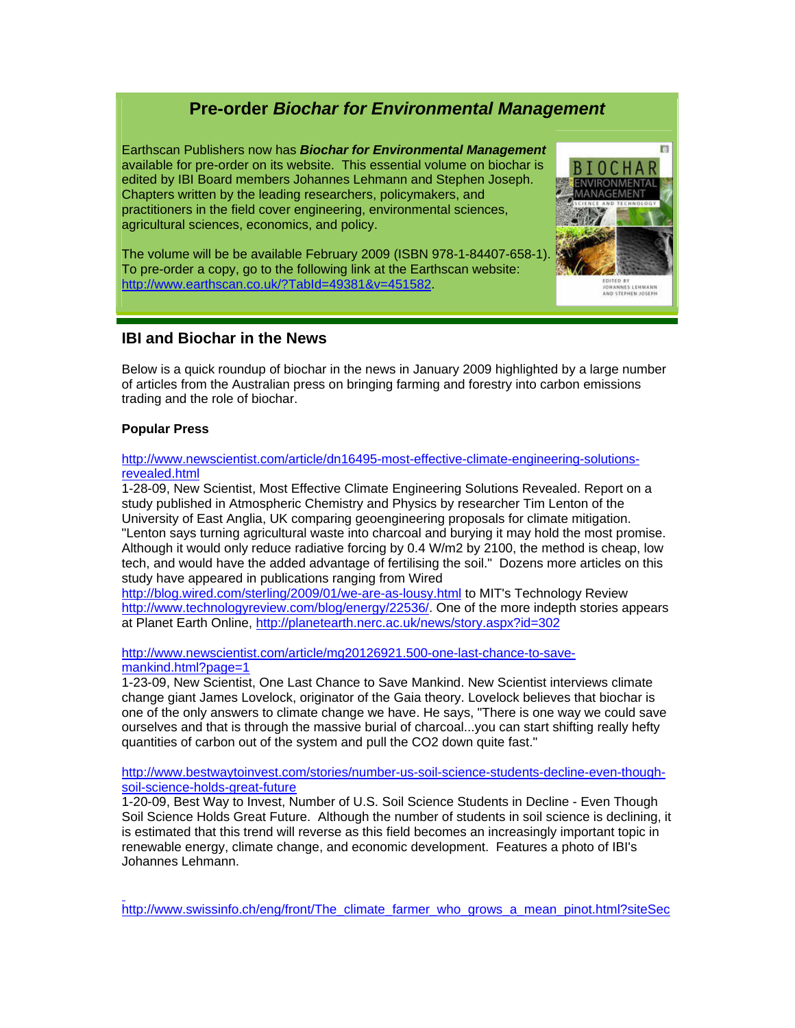## Pre-order *Biochar for Environmental Management*

Earthscan Publishers now has ***Biochar for Environmental Management*** available for pre-order on its website. This essential volume on biochar is edited by IBI Board members Johannes Lehmann and Stephen Joseph. Chapters written by the leading researchers, policymakers, and practitioners in the field cover engineering, environmental sciences, agricultural sciences, economics, and policy.

The volume will be be available February 2009 (ISBN 978-1-84407-658-1). To pre-order a copy, go to the following link at the Earthscan website: http://www.earthscan.co.uk/?TabId=49381&v=451582.

## IBI and Biochar in the News

Below is a quick roundup of biochar in the news in January 2009 highlighted by a large number of articles from the Australian press on bringing farming and forestry into carbon emissions trading and the role of biochar.

**Popular Press**

http://www.newscientist.com/article/dn16495-most-effective-climate-engineering-solutions-revealed.html
1-28-09, New Scientist, Most Effective Climate Engineering Solutions Revealed. Report on a study published in Atmospheric Chemistry and Physics by researcher Tim Lenton of the University of East Anglia, UK comparing geoengineering proposals for climate mitigation. "Lenton says turning agricultural waste into charcoal and burying it may hold the most promise. Although it would only reduce radiative forcing by 0.4 W/m2 by 2100, the method is cheap, low tech, and would have the added advantage of fertilising the soil." Dozens more articles on this study have appeared in publications ranging from Wired http://blog.wired.com/sterling/2009/01/we-are-as-lousy.html to MIT's Technology Review http://www.technologyreview.com/blog/energy/22536/. One of the more indepth stories appears at Planet Earth Online, http://planetearth.nerc.ac.uk/news/story.aspx?id=302

http://www.newscientist.com/article/mg20126921.500-one-last-chance-to-save-mankind.html?page=1
1-23-09, New Scientist, One Last Chance to Save Mankind. New Scientist interviews climate change giant James Lovelock, originator of the Gaia theory. Lovelock believes that biochar is one of the only answers to climate change we have. He says, "There is one way we could save ourselves and that is through the massive burial of charcoal...you can start shifting really hefty quantities of carbon out of the system and pull the CO2 down quite fast."

http://www.bestwaytoinvest.com/stories/number-us-soil-science-students-decline-even-though-soil-science-holds-great-future
1-20-09, Best Way to Invest, Number of U.S. Soil Science Students in Decline - Even Though Soil Science Holds Great Future. Although the number of students in soil science is declining, it is estimated that this trend will reverse as this field becomes an increasingly important topic in renewable energy, climate change, and economic development. Features a photo of IBI's Johannes Lehmann.

http://www.swissinfo.ch/eng/front/The_climate_farmer_who_grows_a_mean_pinot.html?siteSec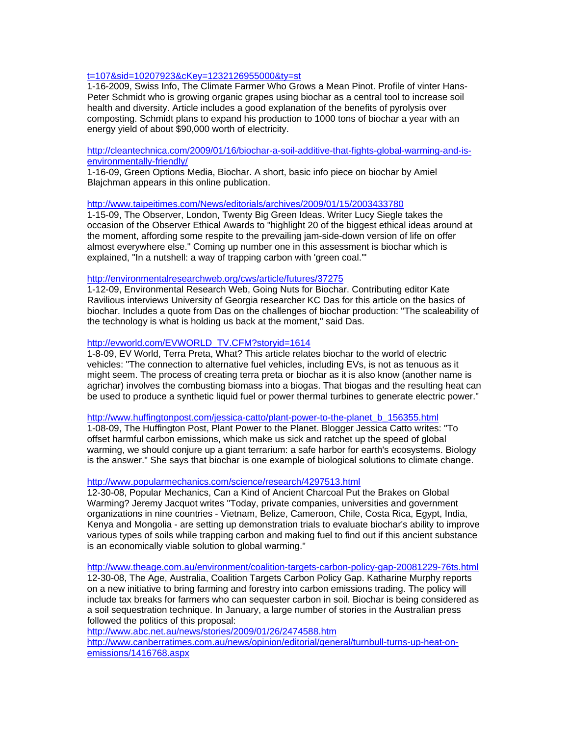t=107&sid=10207923&cKey=1232126955000&ty=st

1-16-2009, Swiss Info, The Climate Farmer Who Grows a Mean Pinot. Profile of vinter Hans-Peter Schmidt who is growing organic grapes using biochar as a central tool to increase soil health and diversity. Article includes a good explanation of the benefits of pyrolysis over composting. Schmidt plans to expand his production to 1000 tons of biochar a year with an energy yield of about $90,000 worth of electricity.

http://cleantechnica.com/2009/01/16/biochar-a-soil-additive-that-fights-global-warming-and-is-environmentally-friendly/

1-16-09, Green Options Media, Biochar. A short, basic info piece on biochar by Amiel Blajchman appears in this online publication.

http://www.taipeitimes.com/News/editorials/archives/2009/01/15/2003433780

1-15-09, The Observer, London, Twenty Big Green Ideas. Writer Lucy Siegle takes the occasion of the Observer Ethical Awards to "highlight 20 of the biggest ethical ideas around at the moment, affording some respite to the prevailing jam-side-down version of life on offer almost everywhere else." Coming up number one in this assessment is biochar which is explained, "In a nutshell: a way of trapping carbon with 'green coal.'"

http://environmentalresearchweb.org/cws/article/futures/37275

1-12-09, Environmental Research Web, Going Nuts for Biochar. Contributing editor Kate Ravilious interviews University of Georgia researcher KC Das for this article on the basics of biochar. Includes a quote from Das on the challenges of biochar production: "The scaleability of the technology is what is holding us back at the moment," said Das.

http://evworld.com/EVWORLD_TV.CFM?storyid=1614

1-8-09, EV World, Terra Preta, What? This article relates biochar to the world of electric vehicles: "The connection to alternative fuel vehicles, including EVs, is not as tenuous as it might seem. The process of creating terra preta or biochar as it is also know (another name is agrichar) involves the combusting biomass into a biogas. That biogas and the resulting heat can be used to produce a synthetic liquid fuel or power thermal turbines to generate electric power."

http://www.huffingtonpost.com/jessica-catto/plant-power-to-the-planet_b_156355.html

1-08-09, The Huffington Post, Plant Power to the Planet. Blogger Jessica Catto writes: "To offset harmful carbon emissions, which make us sick and ratchet up the speed of global warming, we should conjure up a giant terrarium: a safe harbor for earth's ecosystems. Biology is the answer." She says that biochar is one example of biological solutions to climate change.

http://www.popularmechanics.com/science/research/4297513.html

12-30-08, Popular Mechanics, Can a Kind of Ancient Charcoal Put the Brakes on Global Warming? Jeremy Jacquot writes "Today, private companies, universities and government organizations in nine countries - Vietnam, Belize, Cameroon, Chile, Costa Rica, Egypt, India, Kenya and Mongolia - are setting up demonstration trials to evaluate biochar's ability to improve various types of soils while trapping carbon and making fuel to find out if this ancient substance is an economically viable solution to global warming."

http://www.theage.com.au/environment/coalition-targets-carbon-policy-gap-20081229-76ts.html

12-30-08, The Age, Australia, Coalition Targets Carbon Policy Gap. Katharine Murphy reports on a new initiative to bring farming and forestry into carbon emissions trading. The policy will include tax breaks for farmers who can sequester carbon in soil. Biochar is being considered as a soil sequestration technique. In January, a large number of stories in the Australian press followed the politics of this proposal:

http://www.abc.net.au/news/stories/2009/01/26/2474588.htm

http://www.canberratimes.com.au/news/opinion/editorial/general/turnbull-turns-up-heat-on-emissions/1416768.aspx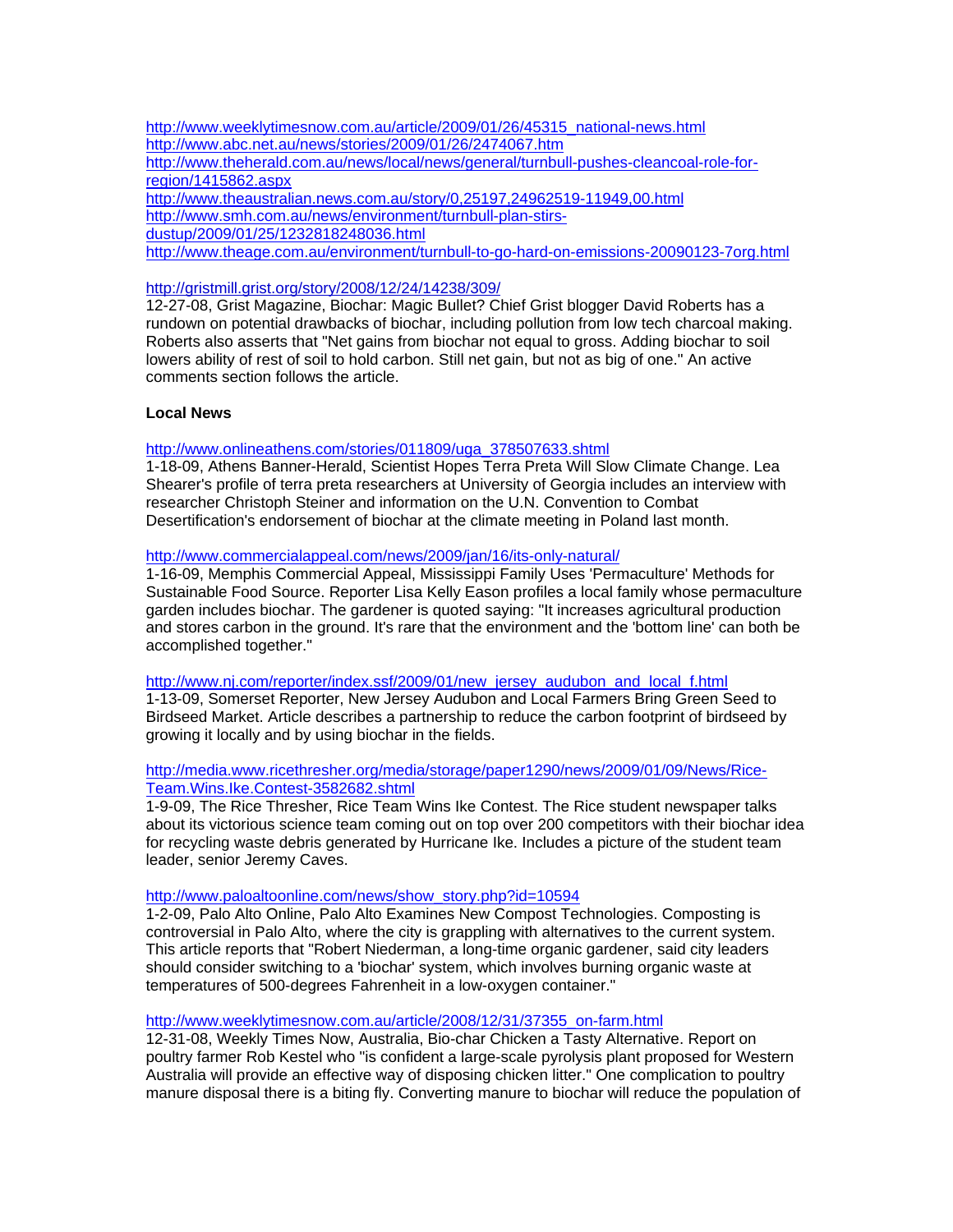http://www.weeklytimesnow.com.au/article/2009/01/26/45315_national-news.html
http://www.abc.net.au/news/stories/2009/01/26/2474067.htm
http://www.theherald.com.au/news/local/news/general/turnbull-pushes-cleancoal-role-for-region/1415862.aspx
http://www.theaustralian.news.com.au/story/0,25197,24962519-11949,00.html
http://www.smh.com.au/news/environment/turnbull-plan-stirs-dustup/2009/01/25/1232818248036.html
http://www.theage.com.au/environment/turnbull-to-go-hard-on-emissions-20090123-7org.html

http://gristmill.grist.org/story/2008/12/24/14238/309/
12-27-08, Grist Magazine, Biochar: Magic Bullet? Chief Grist blogger David Roberts has a rundown on potential drawbacks of biochar, including pollution from low tech charcoal making. Roberts also asserts that "Net gains from biochar not equal to gross. Adding biochar to soil lowers ability of rest of soil to hold carbon. Still net gain, but not as big of one." An active comments section follows the article.

**Local News**

http://www.onlineathens.com/stories/011809/uga_378507633.shtml
1-18-09, Athens Banner-Herald, Scientist Hopes Terra Preta Will Slow Climate Change. Lea Shearer's profile of terra preta researchers at University of Georgia includes an interview with researcher Christoph Steiner and information on the U.N. Convention to Combat Desertification's endorsement of biochar at the climate meeting in Poland last month.

http://www.commercialappeal.com/news/2009/jan/16/its-only-natural/
1-16-09, Memphis Commercial Appeal, Mississippi Family Uses 'Permaculture' Methods for Sustainable Food Source. Reporter Lisa Kelly Eason profiles a local family whose permaculture garden includes biochar. The gardener is quoted saying: "It increases agricultural production and stores carbon in the ground. It's rare that the environment and the 'bottom line' can both be accomplished together."

http://www.nj.com/reporter/index.ssf/2009/01/new_jersey_audubon_and_local_f.html
1-13-09, Somerset Reporter, New Jersey Audubon and Local Farmers Bring Green Seed to Birdseed Market. Article describes a partnership to reduce the carbon footprint of birdseed by growing it locally and by using biochar in the fields.

http://media.www.ricethresher.org/media/storage/paper1290/news/2009/01/09/News/Rice-Team.Wins.Ike.Contest-3582682.shtml
1-9-09, The Rice Thresher, Rice Team Wins Ike Contest. The Rice student newspaper talks about its victorious science team coming out on top over 200 competitors with their biochar idea for recycling waste debris generated by Hurricane Ike. Includes a picture of the student team leader, senior Jeremy Caves.

http://www.paloaltoonline.com/news/show_story.php?id=10594
1-2-09, Palo Alto Online, Palo Alto Examines New Compost Technologies. Composting is controversial in Palo Alto, where the city is grappling with alternatives to the current system. This article reports that "Robert Niederman, a long-time organic gardener, said city leaders should consider switching to a 'biochar' system, which involves burning organic waste at temperatures of 500-degrees Fahrenheit in a low-oxygen container."

http://www.weeklytimesnow.com.au/article/2008/12/31/37355_on-farm.html
12-31-08, Weekly Times Now, Australia, Bio-char Chicken a Tasty Alternative. Report on poultry farmer Rob Kestel who "is confident a large-scale pyrolysis plant proposed for Western Australia will provide an effective way of disposing chicken litter." One complication to poultry manure disposal there is a biting fly. Converting manure to biochar will reduce the population of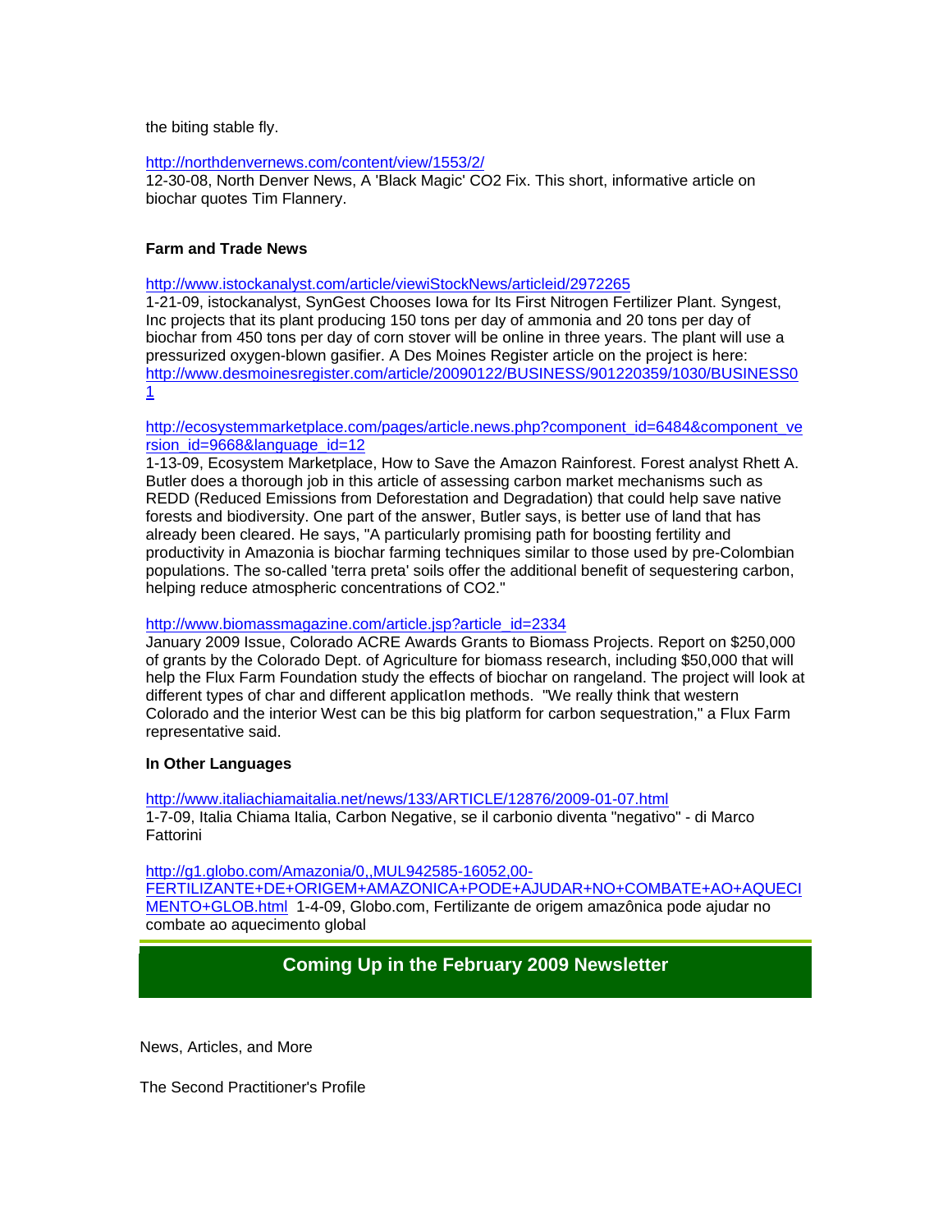the biting stable fly.

http://northdenvernews.com/content/view/1553/2/
12-30-08, North Denver News, A 'Black Magic' CO2 Fix. This short, informative article on biochar quotes Tim Flannery.

### Farm and Trade News

http://www.istockanalyst.com/article/viewiStockNews/articleid/2972265
1-21-09, istockanalyst, SynGest Chooses Iowa for Its First Nitrogen Fertilizer Plant. Syngest, Inc projects that its plant producing 150 tons per day of ammonia and 20 tons per day of biochar from 450 tons per day of corn stover will be online in three years. The plant will use a pressurized oxygen-blown gasifier. A Des Moines Register article on the project is here: http://www.desmoinesregister.com/article/20090122/BUSINESS/901220359/1030/BUSINESS01

http://ecosystemmarketplace.com/pages/article.news.php?component_id=6484&component_version_id=9668&language_id=12
1-13-09, Ecosystem Marketplace, How to Save the Amazon Rainforest. Forest analyst Rhett A. Butler does a thorough job in this article of assessing carbon market mechanisms such as REDD (Reduced Emissions from Deforestation and Degradation) that could help save native forests and biodiversity. One part of the answer, Butler says, is better use of land that has already been cleared. He says, "A particularly promising path for boosting fertility and productivity in Amazonia is biochar farming techniques similar to those used by pre-Colombian populations. The so-called 'terra preta' soils offer the additional benefit of sequestering carbon, helping reduce atmospheric concentrations of CO2."

http://www.biomassmagazine.com/article.jsp?article_id=2334
January 2009 Issue, Colorado ACRE Awards Grants to Biomass Projects. Report on $250,000 of grants by the Colorado Dept. of Agriculture for biomass research, including $50,000 that will help the Flux Farm Foundation study the effects of biochar on rangeland. The project will look at different types of char and different applicatIon methods. "We really think that western Colorado and the interior West can be this big platform for carbon sequestration," a Flux Farm representative said.

### In Other Languages

http://www.italiachiamaitalia.net/news/133/ARTICLE/12876/2009-01-07.html
1-7-09, Italia Chiama Italia, Carbon Negative, se il carbonio diventa "negativo" - di Marco Fattorini

http://g1.globo.com/Amazonia/0,,MUL942585-16052,00-FERTILIZANTE+DE+ORIGEM+AMAZONICA+PODE+AJUDAR+NO+COMBATE+AO+AQUECIMENTO+GLOB.html 1-4-09, Globo.com, Fertilizante de origem amazônica pode ajudar no combate ao aquecimento global

## Coming Up in the February 2009 Newsletter

News, Articles, and More

The Second Practitioner's Profile